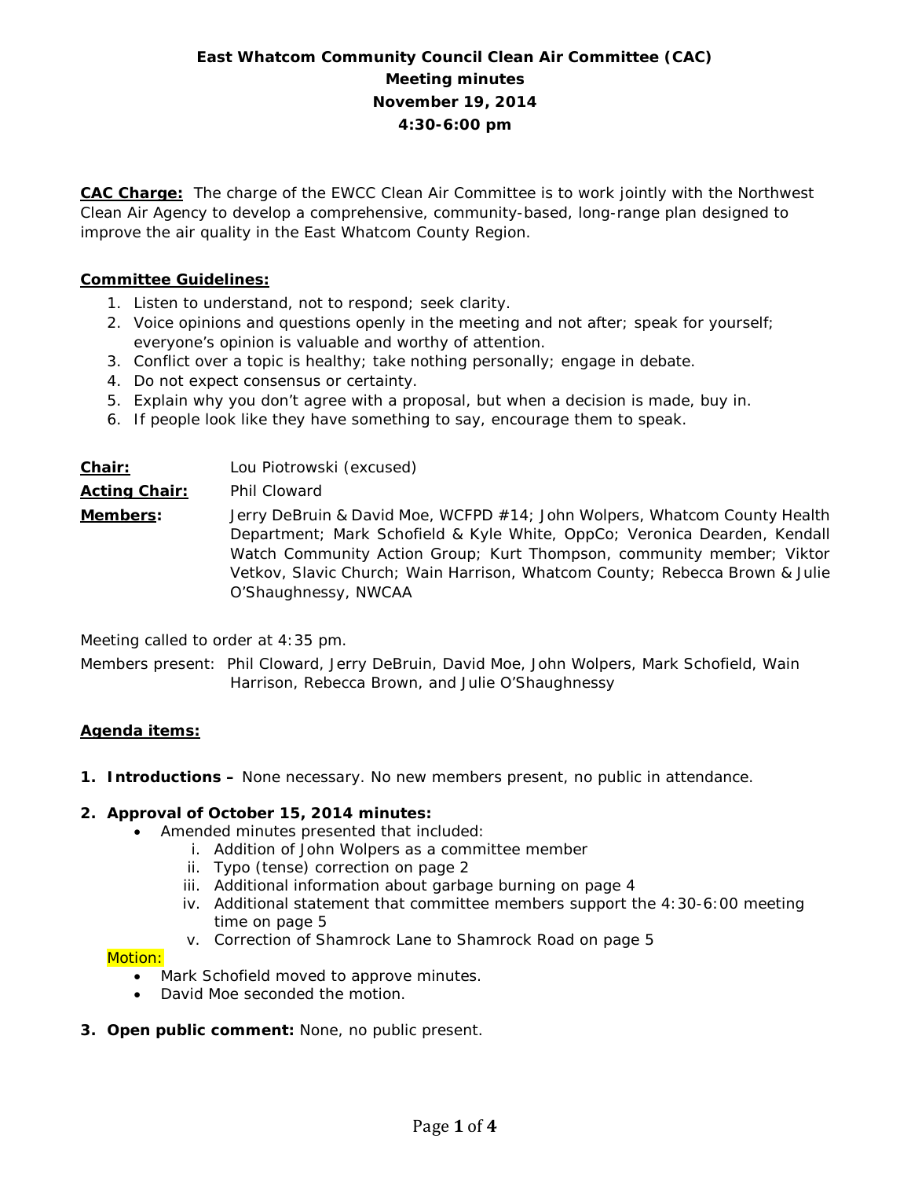# East Whatcom Community Council Clean Air Committee (CAC)
## Meeting minutes
## November 19, 2014
## 4:30-6:00 pm

**CAC Charge:** The charge of the EWCC Clean Air Committee is to work jointly with the Northwest Clean Air Agency to develop a comprehensive, community-based, long-range plan designed to improve the air quality in the East Whatcom County Region.

**Committee Guidelines:**

1. Listen to understand, not to respond; seek clarity.
2. Voice opinions and questions openly in the meeting and not after; speak for yourself; everyone's opinion is valuable and worthy of attention.
3. Conflict over a topic is healthy; take nothing personally; engage in debate.
4. Do not expect consensus or certainty.
5. Explain why you don't agree with a proposal, but when a decision is made, buy in.
6. If people look like they have something to say, encourage them to speak.

**Chair:** Lou Piotrowski (excused)

**Acting Chair:** Phil Cloward

**Members:** Jerry DeBruin & David Moe, WCFPD #14; John Wolpers, Whatcom County Health Department; Mark Schofield & Kyle White, OppCo; Veronica Dearden, Kendall Watch Community Action Group; Kurt Thompson, community member; Viktor Vetkov, Slavic Church; Wain Harrison, Whatcom County; Rebecca Brown & Julie O'Shaughnessy, NWCAA

Meeting called to order at 4:35 pm.

Members present: Phil Cloward, Jerry DeBruin, David Moe, John Wolpers, Mark Schofield, Wain Harrison, Rebecca Brown, and Julie O'Shaughnessy

**Agenda items:**

1. **Introductions –** None necessary. No new members present, no public in attendance.

2. **Approval of October 15, 2014 minutes:**
   - Amended minutes presented that included:
     1. Addition of John Wolpers as a committee member
     2. Typo (tense) correction on page 2
     3. Additional information about garbage burning on page 4
     4. Additional statement that committee members support the 4:30-6:00 meeting time on page 5
     5. Correction of Shamrock Lane to Shamrock Road on page 5

   Motion:
   - Mark Schofield moved to approve minutes.
   - David Moe seconded the motion.

3. **Open public comment:** None, no public present.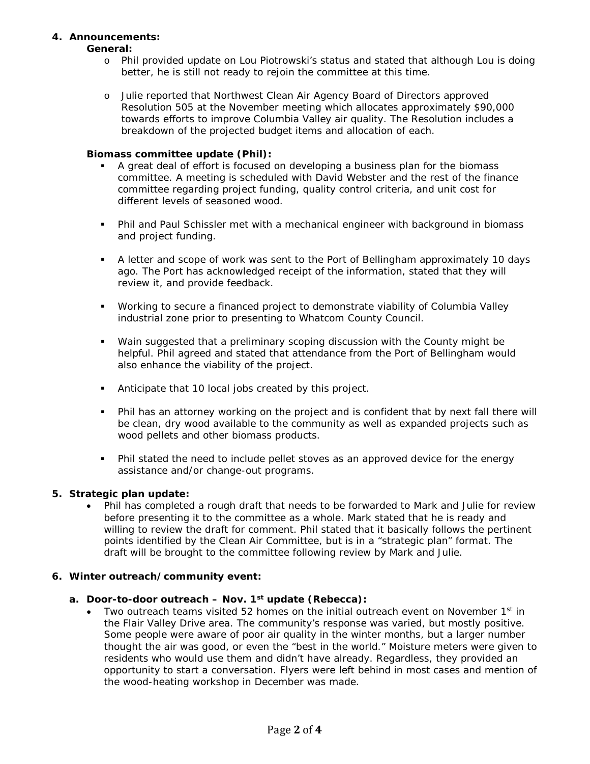4. **Announcements:**

**General:**

- Phil provided update on Lou Piotrowski's status and stated that although Lou is doing better, he is still not ready to rejoin the committee at this time.

- Julie reported that Northwest Clean Air Agency Board of Directors approved Resolution 505 at the November meeting which allocates approximately $90,000 towards efforts to improve Columbia Valley air quality. The Resolution includes a breakdown of the projected budget items and allocation of each.

**Biomass committee update (Phil):**

- A great deal of effort is focused on developing a business plan for the biomass committee. A meeting is scheduled with David Webster and the rest of the finance committee regarding project funding, quality control criteria, and unit cost for different levels of seasoned wood.

- Phil and Paul Schissler met with a mechanical engineer with background in biomass and project funding.

- A letter and scope of work was sent to the Port of Bellingham approximately 10 days ago. The Port has acknowledged receipt of the information, stated that they will review it, and provide feedback.

- Working to secure a financed project to demonstrate viability of Columbia Valley industrial zone prior to presenting to Whatcom County Council.

- Wain suggested that a preliminary scoping discussion with the County might be helpful. Phil agreed and stated that attendance from the Port of Bellingham would also enhance the viability of the project.

- Anticipate that 10 local jobs created by this project.

- Phil has an attorney working on the project and is confident that by next fall there will be clean, dry wood available to the community as well as expanded projects such as wood pellets and other biomass products.

- Phil stated the need to include pellet stoves as an approved device for the energy assistance and/or change-out programs.

5. **Strategic plan update:**

- Phil has completed a rough draft that needs to be forwarded to Mark and Julie for review before presenting it to the committee as a whole. Mark stated that he is ready and willing to review the draft for comment. Phil stated that it basically follows the pertinent points identified by the Clean Air Committee, but is in a "strategic plan" format. The draft will be brought to the committee following review by Mark and Julie.

6. **Winter outreach/community event:**

**a. Door-to-door outreach – Nov. 1st update (Rebecca):**

- Two outreach teams visited 52 homes on the initial outreach event on November 1st in the Flair Valley Drive area. The community's response was varied, but mostly positive. Some people were aware of poor air quality in the winter months, but a larger number thought the air was good, or even the "best in the world." Moisture meters were given to residents who would use them and didn't have already. Regardless, they provided an opportunity to start a conversation. Flyers were left behind in most cases and mention of the wood-heating workshop in December was made.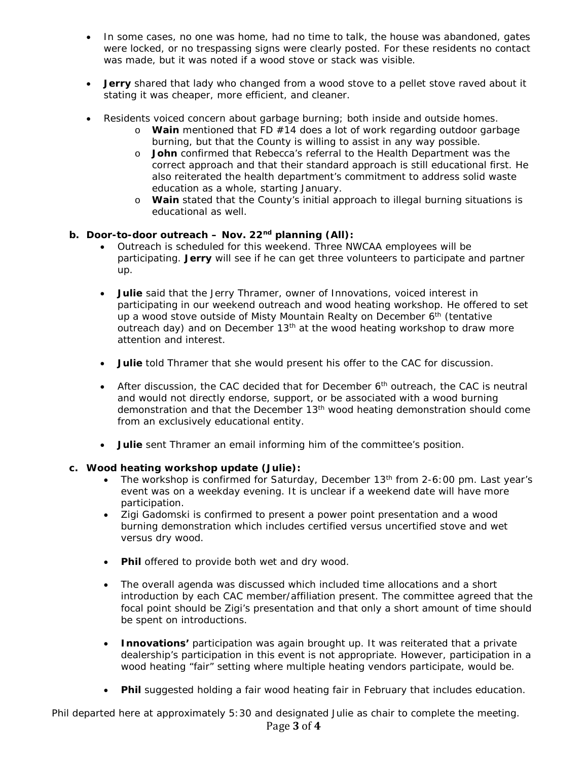- In some cases, no one was home, had no time to talk, the house was abandoned, gates were locked, or no trespassing signs were clearly posted. For these residents no contact was made, but it was noted if a wood stove or stack was visible.

- **Jerry** shared that lady who changed from a wood stove to a pellet stove raved about it stating it was cheaper, more efficient, and cleaner.

- Residents voiced concern about garbage burning; both inside and outside homes.
  - **Wain** mentioned that FD #14 does a lot of work regarding outdoor garbage burning, but that the County is willing to assist in any way possible.
  - **John** confirmed that Rebecca's referral to the Health Department was the correct approach and that their standard approach is still educational first. He also reiterated the health department's commitment to address solid waste education as a whole, starting January.
  - **Wain** stated that the County's initial approach to illegal burning situations is educational as well.

**b. Door-to-door outreach – Nov. 22nd planning (All):**

- Outreach is scheduled for this weekend. Three NWCAA employees will be participating. **Jerry** will see if he can get three volunteers to participate and partner up.

- **Julie** said that the Jerry Thramer, owner of Innovations, voiced interest in participating in our weekend outreach and wood heating workshop. He offered to set up a wood stove outside of Misty Mountain Realty on December 6th (tentative outreach day) and on December 13th at the wood heating workshop to draw more attention and interest.

- **Julie** told Thramer that she would present his offer to the CAC for discussion.

- After discussion, the CAC decided that for December 6th outreach, the CAC is neutral and would not directly endorse, support, or be associated with a wood burning demonstration and that the December 13th wood heating demonstration should come from an exclusively educational entity.

- **Julie** sent Thramer an email informing him of the committee's position.

**c. Wood heating workshop update (Julie):**

- The workshop is confirmed for Saturday, December 13th from 2-6:00 pm. Last year's event was on a weekday evening. It is unclear if a weekend date will have more participation.
- Zigi Gadomski is confirmed to present a power point presentation and a wood burning demonstration which includes certified versus uncertified stove and wet versus dry wood.

- **Phil** offered to provide both wet and dry wood.

- The overall agenda was discussed which included time allocations and a short introduction by each CAC member/affiliation present. The committee agreed that the focal point should be Zigi's presentation and that only a short amount of time should be spent on introductions.

- **Innovations'** participation was again brought up. It was reiterated that a private dealership's participation in this event is not appropriate. However, participation in a wood heating "fair" setting where multiple heating vendors participate, would be.

- **Phil** suggested holding a fair wood heating fair in February that includes education.

Phil departed here at approximately 5:30 and designated Julie as chair to complete the meeting.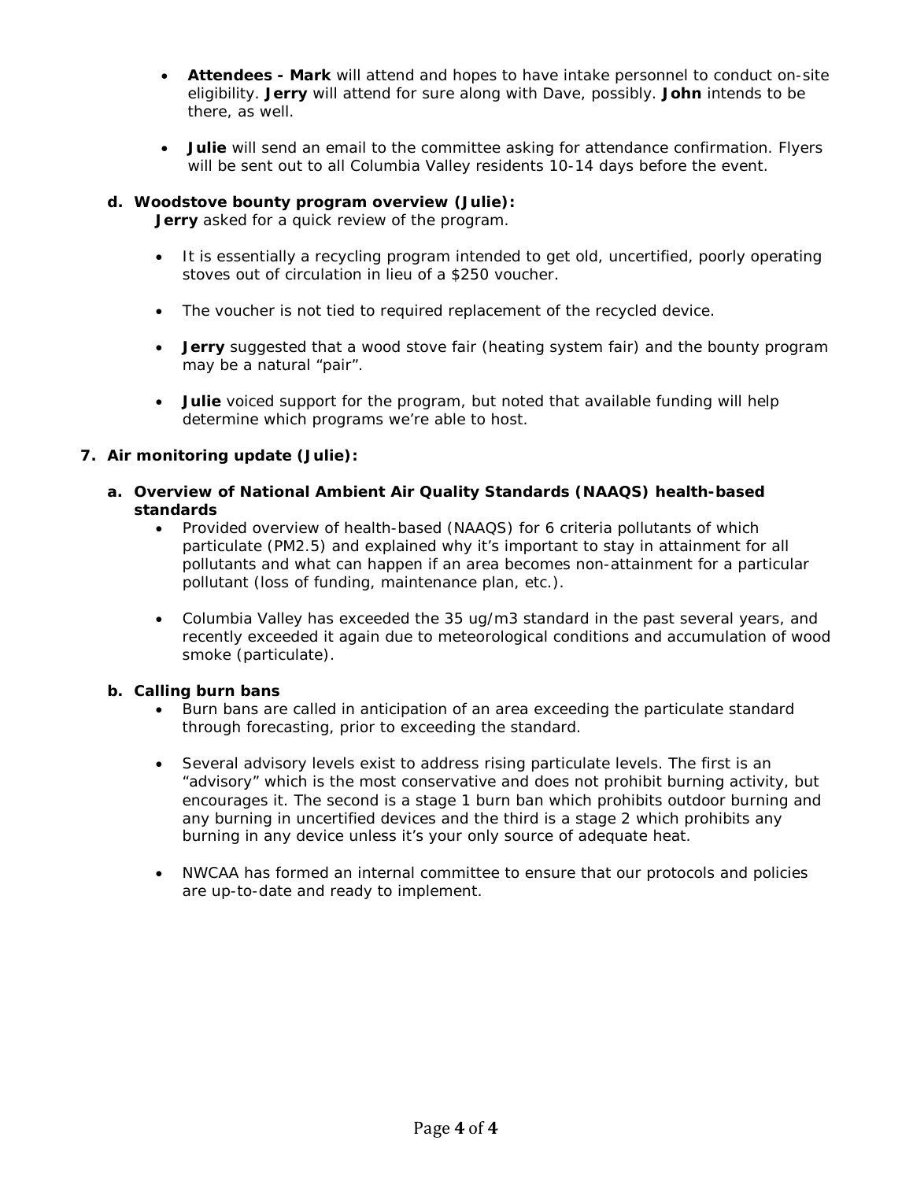- **Attendees - Mark** will attend and hopes to have intake personnel to conduct on-site eligibility. **Jerry** will attend for sure along with Dave, possibly. **John** intends to be there, as well.

- **Julie** will send an email to the committee asking for attendance confirmation. Flyers will be sent out to all Columbia Valley residents 10-14 days before the event.

**d. Woodstove bounty program overview (Julie):**

**Jerry** asked for a quick review of the program.

- It is essentially a recycling program intended to get old, uncertified, poorly operating stoves out of circulation in lieu of a $250 voucher.

- The voucher is not tied to required replacement of the recycled device.

- **Jerry** suggested that a wood stove fair (heating system fair) and the bounty program may be a natural "pair".

- **Julie** voiced support for the program, but noted that available funding will help determine which programs we're able to host.

**7. Air monitoring update (Julie):**

**a. Overview of National Ambient Air Quality Standards (NAAQS) health-based standards**

- Provided overview of health-based (NAAQS) for 6 criteria pollutants of which particulate (PM2.5) and explained why it's important to stay in attainment for all pollutants and what can happen if an area becomes non-attainment for a particular pollutant (loss of funding, maintenance plan, etc.).

- Columbia Valley has exceeded the 35 ug/m3 standard in the past several years, and recently exceeded it again due to meteorological conditions and accumulation of wood smoke (particulate).

**b. Calling burn bans**

- Burn bans are called in anticipation of an area exceeding the particulate standard through forecasting, prior to exceeding the standard.

- Several advisory levels exist to address rising particulate levels. The first is an "advisory" which is the most conservative and does not prohibit burning activity, but encourages it. The second is a stage 1 burn ban which prohibits outdoor burning and any burning in uncertified devices and the third is a stage 2 which prohibits any burning in any device unless it's your only source of adequate heat.

- NWCAA has formed an internal committee to ensure that our protocols and policies are up-to-date and ready to implement.